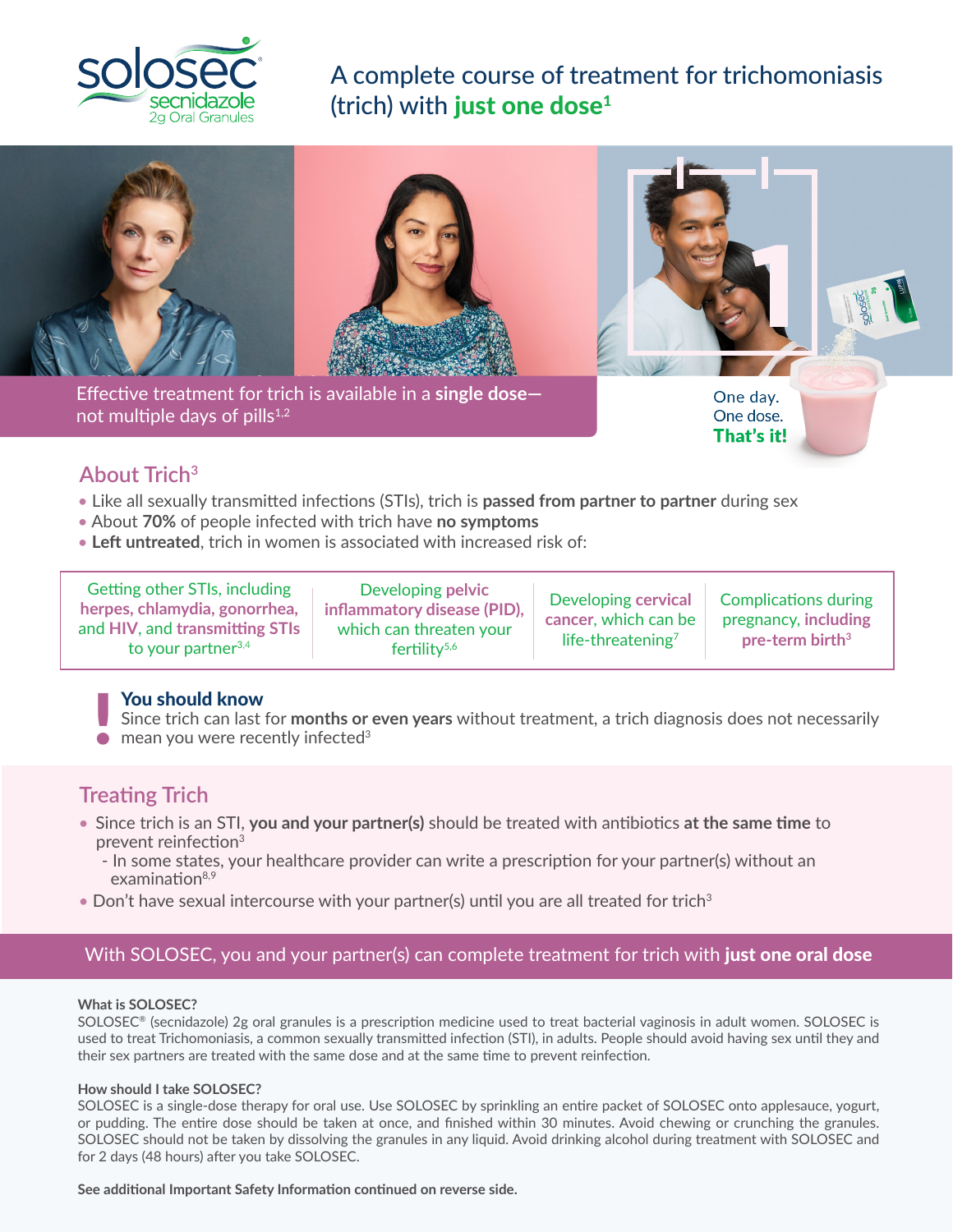solosec
secnidazole
2g Oral Granules

# A complete course of treatment for trichomoniasis (trich) with **just one dose**[1]

Effective treatment for trich is available in a **single dose**—not multiple days of pills[1,2]

One day.
One dose.
**That's it!**

## About Trich[3]

- Like all sexually transmitted infections (STIs), trich is **passed from partner to partner** during sex
- About **70%** of people infected with trich have **no symptoms**
- **Left untreated**, trich in women is associated with increased risk of:

| Getting other STIs, including **herpes, chlamydia, gonorrhea,** and **HIV**, and **transmitting STIs** to your partner[3,4] | Developing **pelvic inflammatory disease (PID),** which can threaten your fertility[5,6] | Developing **cervical cancer**, which can be life-threatening[7] | Complications during pregnancy, **including pre-term birth**[3] |
|---|---|---|---|

**You should know**
Since trich can last for **months or even years** without treatment, a trich diagnosis does not necessarily mean you were recently infected[3]

## Treating Trich

- Since trich is an STI, **you and your partner(s)** should be treated with antibiotics **at the same time** to prevent reinfection[3]
  - In some states, your healthcare provider can write a prescription for your partner(s) without an examination[8,9]
- Don't have sexual intercourse with your partner(s) until you are all treated for trich[3]

With SOLOSEC, you and your partner(s) can complete treatment for trich with **just one oral dose**

**What is SOLOSEC?**
SOLOSEC® (secnidazole) 2g oral granules is a prescription medicine used to treat bacterial vaginosis in adult women. SOLOSEC is used to treat Trichomoniasis, a common sexually transmitted infection (STI), in adults. People should avoid having sex until they and their sex partners are treated with the same dose and at the same time to prevent reinfection.

**How should I take SOLOSEC?**
SOLOSEC is a single-dose therapy for oral use. Use SOLOSEC by sprinkling an entire packet of SOLOSEC onto applesauce, yogurt, or pudding. The entire dose should be taken at once, and finished within 30 minutes. Avoid chewing or crunching the granules. SOLOSEC should not be taken by dissolving the granules in any liquid. Avoid drinking alcohol during treatment with SOLOSEC and for 2 days (48 hours) after you take SOLOSEC.

**See additional Important Safety Information continued on reverse side.**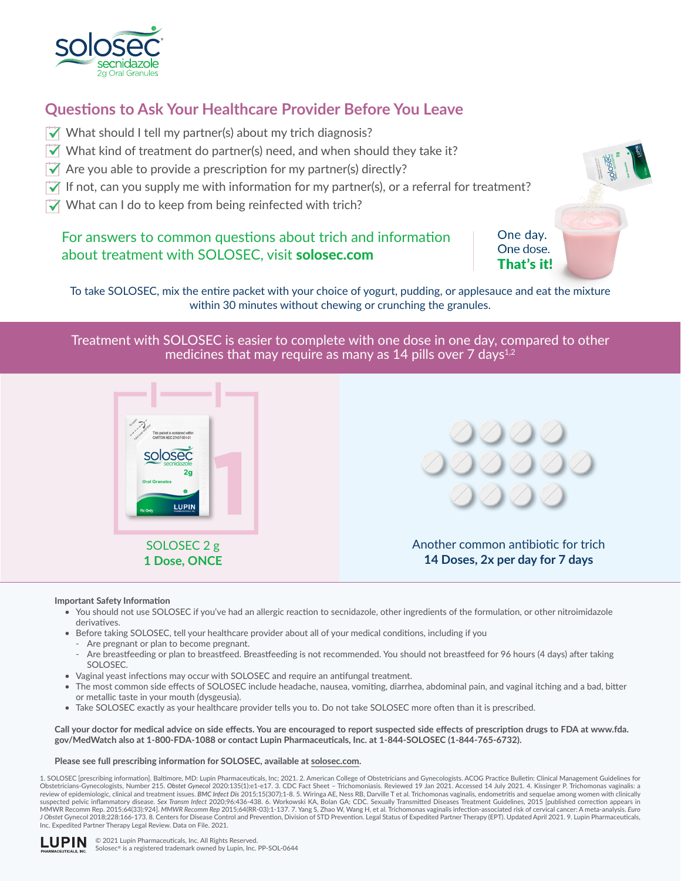# solosec

secnidazole
2g Oral Granules

## Questions to Ask Your Healthcare Provider Before You Leave

- What should I tell my partner(s) about my trich diagnosis?
- What kind of treatment do partner(s) need, and when should they take it?
- Are you able to provide a prescription for my partner(s) directly?
- If not, can you supply me with information for my partner(s), or a referral for treatment?
- What can I do to keep from being reinfected with trich?

For answers to common questions about trich and information about treatment with SOLOSEC, visit **solosec.com**

One day.
One dose.
**That's it!**

To take SOLOSEC, mix the entire packet with your choice of yogurt, pudding, or applesauce and eat the mixture within 30 minutes without chewing or crunching the granules.

Treatment with SOLOSEC is easier to complete with one dose in one day, compared to other medicines that may require as many as 14 pills over 7 days[1,2]

SOLOSEC 2 g
**1 Dose, ONCE**

Another common antibiotic for trich
**14 Doses, 2x per day for 7 days**

**Important Safety Information**

- You should not use SOLOSEC if you've had an allergic reaction to secnidazole, other ingredients of the formulation, or other nitroimidazole derivatives.
- Before taking SOLOSEC, tell your healthcare provider about all of your medical conditions, including if you
  - Are pregnant or plan to become pregnant.
  - Are breastfeeding or plan to breastfeed. Breastfeeding is not recommended. You should not breastfeed for 96 hours (4 days) after taking SOLOSEC.
- Vaginal yeast infections may occur with SOLOSEC and require an antifungal treatment.
- The most common side effects of SOLOSEC include headache, nausea, vomiting, diarrhea, abdominal pain, and vaginal itching and a bad, bitter or metallic taste in your mouth (dysgeusia).
- Take SOLOSEC exactly as your healthcare provider tells you to. Do not take SOLOSEC more often than it is prescribed.

**Call your doctor for medical advice on side effects. You are encouraged to report suspected side effects of prescription drugs to FDA at www.fda.gov/MedWatch also at 1-800-FDA-1088 or contact Lupin Pharmaceuticals, Inc. at 1-844-SOLOSEC (1-844-765-6732).**

**Please see full prescribing information for SOLOSEC, available at solosec.com.**

1. SOLOSEC [prescribing information]. Baltimore, MD: Lupin Pharmaceuticals, Inc; 2021. 2. American College of Obstetricians and Gynecologists. ACOG Practice Bulletin: Clinical Management Guidelines for Obstetricians-Gynecologists, Number 215. *Obstet Gynecol* 2020:135(1):e1-e17. 3. CDC Fact Sheet – Trichomoniasis. Reviewed 19 Jan 2021. Accessed 14 July 2021. 4. Kissinger P. Trichomonas vaginalis: a review of epidemiologic, clinical and treatment issues. *BMC Infect Dis* 2015;15(307);1-8. 5. Wiringa AE, Ness RB, Darville T et al. Trichomonas vaginalis, endometritis and sequelae among women with clinically suspected pelvic inflammatory disease. *Sex Transm Infect* 2020;96:436-438. 6. Workowski KA, Bolan GA; CDC. Sexually Transmitted Diseases Treatment Guidelines, 2015 [published correction appears in MMWR Recomm Rep. 2015;64(33):924]. *MMWR Recomm Rep* 2015;64(RR-03):1-137. 7. Yang S, Zhao W, Wang H, et al. Trichomonas vaginalis infection-associated risk of cervical cancer: A meta-analysis. *Euro J Obstet* Gynecol 2018;228:166-173. 8. Centers for Disease Control and Prevention, Division of STD Prevention. Legal Status of Expedited Partner Therapy (EPT). Updated April 2021. 9. Lupin Pharmaceuticals, Inc. Expedited Partner Therapy Legal Review. Data on File. 2021.

LUPIN PHARMACEUTICALS, INC.

© 2021 Lupin Pharmaceuticals, Inc. All Rights Reserved.
Solosec® is a registered trademark owned by Lupin, Inc. PP-SOL-0644